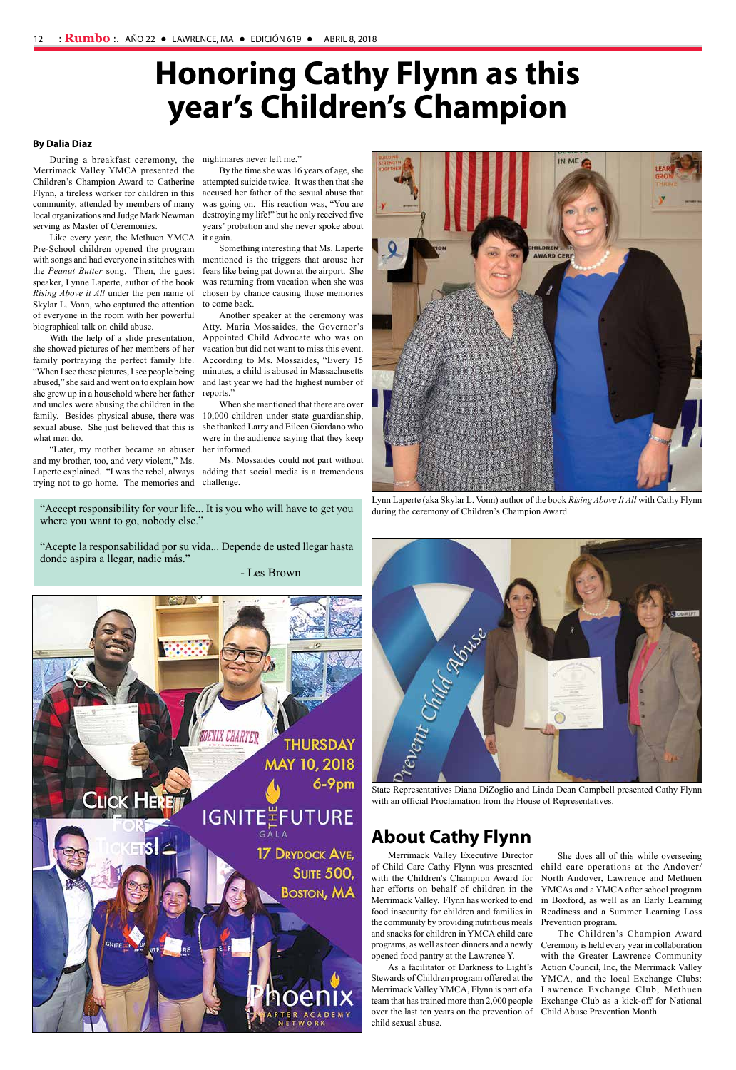# Honoring Cathy Flynn as this year's Children's Champion

**By Dalia Diaz**

During a breakfast ceremony, the Merrimack Valley YMCA presented the Children's Champion Award to Catherine Flynn, a tireless worker for children in this community, attended by members of many local organizations and Judge Mark Newman serving as Master of Ceremonies.

Like every year, the Methuen YMCA Pre-School children opened the program with songs and had everyone in stitches with the *Peanut Butter* song. Then, the guest speaker, Lynne Laperte, author of the book *Rising Above it All* under the pen name of Skylar L. Vonn, who captured the attention of everyone in the room with her powerful biographical talk on child abuse.

With the help of a slide presentation, she showed pictures of her members of her family portraying the perfect family life. "When I see these pictures, I see people being abused," she said and went on to explain how she grew up in a household where her father and uncles were abusing the children in the family. Besides physical abuse, there was sexual abuse. She just believed that this is what men do.

"Later, my mother became an abuser and my brother, too, and very violent," Ms. Laperte explained. "I was the rebel, always trying not to go home. The memories and nightmares never left me."

By the time she was 16 years of age, she attempted suicide twice. It was then that she accused her father of the sexual abuse that was going on. His reaction was, "You are destroying my life!" but he only received five years' probation and she never spoke about it again.

Something interesting that Ms. Laperte mentioned is the triggers that arouse her fears like being pat down at the airport. She was returning from vacation when she was chosen by chance causing those memories to come back.

Another speaker at the ceremony was Atty. Maria Mossaides, the Governor's Appointed Child Advocate who was on vacation but did not want to miss this event. According to Ms. Mossaides, "Every 15 minutes, a child is abused in Massachusetts and last year we had the highest number of reports."

When she mentioned that there are over 10,000 children under state guardianship, she thanked Larry and Eileen Giordano who were in the audience saying that they keep her informed.

Ms. Mossaides could not part without adding that social media is a tremendous challenge.

Lynn Laperte (aka Skylar L. Vonn) author of the book *Rising Above It All* with Cathy Flynn during the ceremony of Children's Champion Award.

"Accept responsibility for your life... It is you who will have to get you where you want to go, nobody else."

"Acepte la responsabilidad por su vida... Depende de usted llegar hasta donde aspira a llegar, nadie más."

- Les Brown

State Representatives Diana DiZoglio and Linda Dean Campbell presented Cathy Flynn with an official Proclamation from the House of Representatives.

## About Cathy Flynn

Merrimack Valley Executive Director of Child Care Cathy Flynn was presented with the Children's Champion Award for her efforts on behalf of children in the Merrimack Valley. Flynn has worked to end food insecurity for children and families in the community by providing nutritious meals and snacks for children in YMCA child care programs, as well as teen dinners and a newly opened food pantry at the Lawrence Y.

As a facilitator of Darkness to Light's Stewards of Children program offered at the Merrimack Valley YMCA, Flynn is part of a team that has trained more than 2,000 people over the last ten years on the prevention of child sexual abuse.

She does all of this while overseeing child care operations at the Andover/North Andover, Lawrence and Methuen YMCAs and a YMCA after school program in Boxford, as well as an Early Learning Readiness and a Summer Learning Loss Prevention program.

The Children's Champion Award Ceremony is held every year in collaboration with the Greater Lawrence Community Action Council, Inc, the Merrimack Valley YMCA, and the local Exchange Clubs: Lawrence Exchange Club, Methuen Exchange Club as a kick-off for National Child Abuse Prevention Month.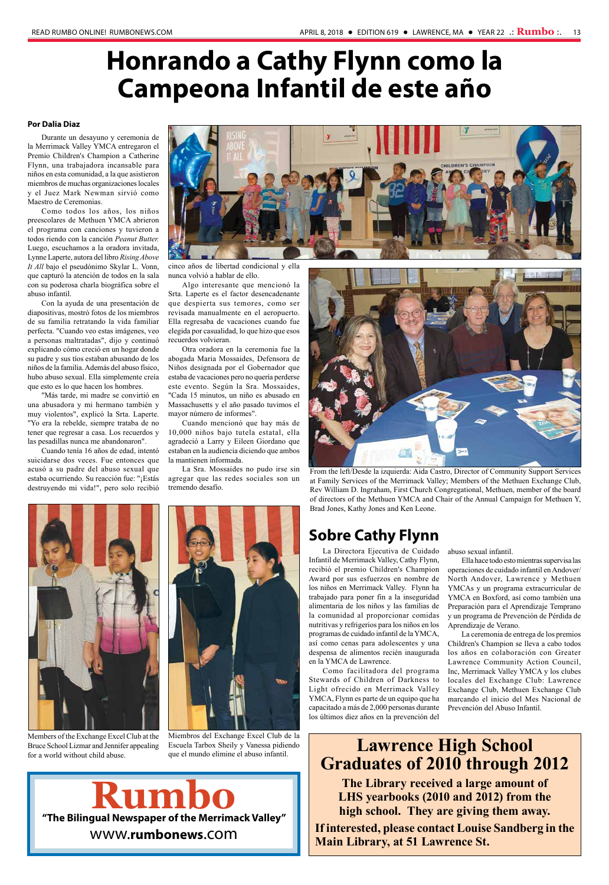# Honrando a Cathy Flynn como la Campeona Infantil de este año

**Por Dalia Diaz**

Durante un desayuno y ceremonia de la Merrimack Valley YMCA entregaron el Premio Children's Champion a Catherine Flynn, una trabajadora incansable para niños en esta comunidad, a la que asistieron miembros de muchas organizaciones locales y el Juez Mark Newman sirvió como Maestro de Ceremonias.

Como todos los años, los niños preescolares de Methuen YMCA abrieron el programa con canciones y tuvieron a todos riendo con la canción *Peanut Butter.* Luego, escuchamos a la oradora invitada, Lynne Laperte, autora del libro *Rising Above It All* bajo el pseudónimo Skylar L. Vonn, que capturó la atención de todos en la sala con su poderosa charla biográfica sobre el abuso infantil.

Con la ayuda de una presentación de diapositivas, mostró fotos de los miembros de su familia retratando la vida familiar perfecta. "Cuando veo estas imágenes, veo a personas maltratadas", dijo y continuó explicando cómo creció en un hogar donde su padre y sus tíos estaban abusando de los niños de la familia. Además del abuso físico, hubo abuso sexual. Ella simplemente creía que esto es lo que hacen los hombres.

"Más tarde, mi madre se convirtió en una abusadora y mi hermano también y muy violentos", explicó la Srta. Laperte. "Yo era la rebelde, siempre trataba de no tener que regresar a casa. Los recuerdos y las pesadillas nunca me abandonaron".

Cuando tenía 16 años de edad, intentó suicidarse dos veces. Fue entonces que acusó a su padre del abuso sexual que estaba ocurriendo. Su reacción fue: "¡Estás destruyendo mi vida!", pero solo recibió cinco años de libertad condicional y ella nunca volvió a hablar de ello.

Algo interesante que mencionó la Srta. Laperte es el factor desencadenante que despierta sus temores, como ser revisada manualmente en el aeropuerto. Ella regresaba de vacaciones cuando fue elegida por casualidad, lo que hizo que esos recuerdos volvieran.

Otra oradora en la ceremonia fue la abogada Maria Mossaides, Defensora de Niños designada por el Gobernador que estaba de vacaciones pero no quería perderse este evento. Según la Sra. Mossaides, "Cada 15 minutos, un niño es abusado en Massachusetts y el año pasado tuvimos el mayor número de informes".

Cuando mencionó que hay más de 10,000 niños bajo tutela estatal, ella agradeció a Larry y Eileen Giordano que estaban en la audiencia diciendo que ambos la mantienen informada.

La Sra. Mossaides no pudo irse sin agregar que las redes sociales son un tremendo desafío.

From the left/Desde la izquierda: Aida Castro, Director of Community Support Services at Family Services of the Merrimack Valley; Members of the Methuen Exchange Club, Rev William D. Ingraham, First Church Congregational, Methuen, member of the board of directors of the Methuen YMCA and Chair of the Annual Campaign for Methuen Y, Brad Jones, Kathy Jones and Ken Leone.

Members of the Exchange Excel Club at the Bruce School Lizmar and Jennifer appealing for a world without child abuse.

Miembros del Exchange Excel Club de la Escuela Tarbox Sheily y Vanessa pidiendo que el mundo elimine el abuso infantil.

## Sobre Cathy Flynn

La Directora Ejecutiva de Cuidado Infantil de Merrimack Valley, Cathy Flynn, recibió el premio Children's Champion Award por sus esfuerzos en nombre de los niños en Merrimack Valley. Flynn ha trabajado para poner fin a la inseguridad alimentaria de los niños y las familias de la comunidad al proporcionar comidas nutritivas y refrigerios para los niños en los programas de cuidado infantil de la YMCA, así como cenas para adolescentes y una despensa de alimentos recién inaugurada en la YMCA de Lawrence.

Como facilitadora del programa Stewards of Children of Darkness to Light ofrecido en Merrimack Valley YMCA, Flynn es parte de un equipo que ha capacitado a más de 2,000 personas durante los últimos diez años en la prevención del abuso sexual infantil.

Ella hace todo esto mientras supervisa las operaciones de cuidado infantil en Andover/North Andover, Lawrence y Methuen YMCAs y un programa extracurricular de YMCA en Boxford, así como también una Preparación para el Aprendizaje Temprano y un programa de Prevención de Pérdida de Aprendizaje de Verano.

La ceremonia de entrega de los premios Children's Champion se lleva a cabo todos los años en colaboración con Greater Lawrence Community Action Council, Inc, Merrimack Valley YMCA y los clubes locales del Exchange Club: Lawrence Exchange Club, Methuen Exchange Club marcando el inicio del Mes Nacional de Prevención del Abuso Infantil.

**Rumbo**
**"The Bilingual Newspaper of the Merrimack Valley"**
www.**rumbonews**.com

## Lawrence High School Graduates of 2010 through 2012

**The Library received a large amount of LHS yearbooks (2010 and 2012) from the high school. They are giving them away.**

**If interested, please contact Louise Sandberg in the Main Library, at 51 Lawrence St.**